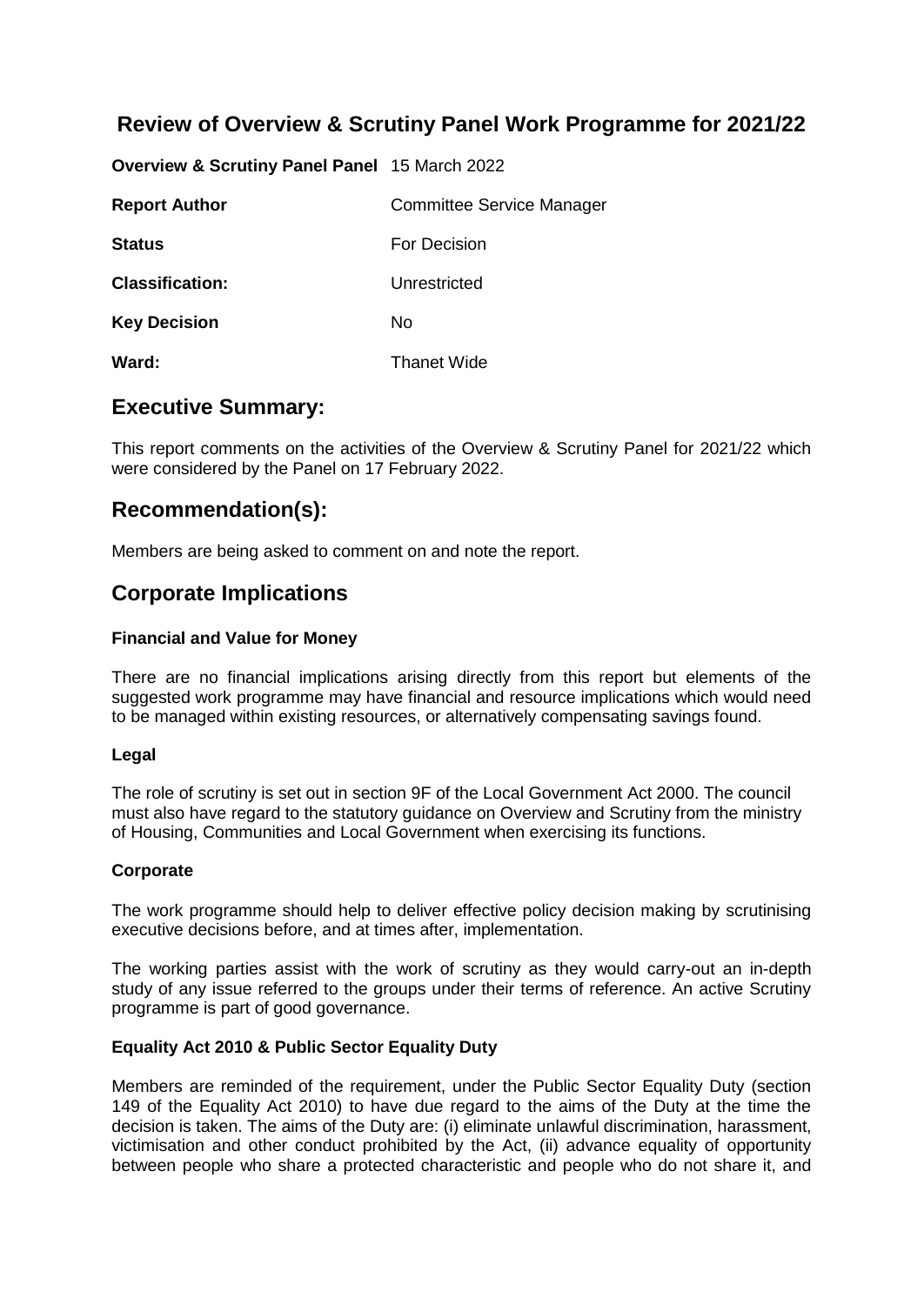# Review of Overview & Scrutiny Panel Work Programme for 2021/22

| | |
|---|---|
| **Overview & Scrutiny Panel Panel** | 15 March 2022 |
| **Report Author** | Committee Service Manager |
| **Status** | For Decision |
| **Classification:** | Unrestricted |
| **Key Decision** | No |
| **Ward:** | Thanet Wide |

## Executive Summary:

This report comments on the activities of the Overview & Scrutiny Panel for 2021/22 which were considered by the Panel on 17 February 2022.

## Recommendation(s):

Members are being asked to comment on and note the report.

## Corporate Implications

### Financial and Value for Money

There are no financial implications arising directly from this report but elements of the suggested work programme may have financial and resource implications which would need to be managed within existing resources, or alternatively compensating savings found.

### Legal

The role of scrutiny is set out in section 9F of the Local Government Act 2000. The council must also have regard to the statutory guidance on Overview and Scrutiny from the ministry of Housing, Communities and Local Government when exercising its functions.

### Corporate

The work programme should help to deliver effective policy decision making by scrutinising executive decisions before, and at times after, implementation.

The working parties assist with the work of scrutiny as they would carry-out an in-depth study of any issue referred to the groups under their terms of reference. An active Scrutiny programme is part of good governance.

### Equality Act 2010 & Public Sector Equality Duty

Members are reminded of the requirement, under the Public Sector Equality Duty (section 149 of the Equality Act 2010) to have due regard to the aims of the Duty at the time the decision is taken. The aims of the Duty are: (i) eliminate unlawful discrimination, harassment, victimisation and other conduct prohibited by the Act, (ii) advance equality of opportunity between people who share a protected characteristic and people who do not share it, and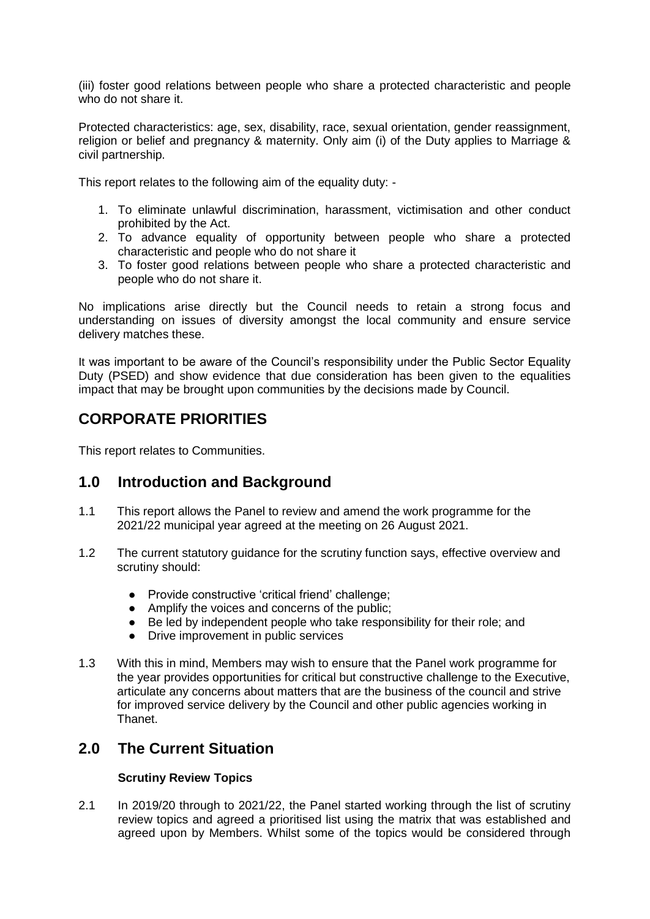(iii) foster good relations between people who share a protected characteristic and people who do not share it.

Protected characteristics: age, sex, disability, race, sexual orientation, gender reassignment, religion or belief and pregnancy & maternity. Only aim (i) of the Duty applies to Marriage & civil partnership.

This report relates to the following aim of the equality duty: -

1. To eliminate unlawful discrimination, harassment, victimisation and other conduct prohibited by the Act.
2. To advance equality of opportunity between people who share a protected characteristic and people who do not share it
3. To foster good relations between people who share a protected characteristic and people who do not share it.

No implications arise directly but the Council needs to retain a strong focus and understanding on issues of diversity amongst the local community and ensure service delivery matches these.

It was important to be aware of the Council's responsibility under the Public Sector Equality Duty (PSED) and show evidence that due consideration has been given to the equalities impact that may be brought upon communities by the decisions made by Council.

## CORPORATE PRIORITIES

This report relates to Communities.

## 1.0 Introduction and Background

1.1 This report allows the Panel to review and amend the work programme for the 2021/22 municipal year agreed at the meeting on 26 August 2021.

1.2 The current statutory guidance for the scrutiny function says, effective overview and scrutiny should:

- Provide constructive 'critical friend' challenge;
- Amplify the voices and concerns of the public;
- Be led by independent people who take responsibility for their role; and
- Drive improvement in public services

1.3 With this in mind, Members may wish to ensure that the Panel work programme for the year provides opportunities for critical but constructive challenge to the Executive, articulate any concerns about matters that are the business of the council and strive for improved service delivery by the Council and other public agencies working in Thanet.

## 2.0 The Current Situation

**Scrutiny Review Topics**

2.1 In 2019/20 through to 2021/22, the Panel started working through the list of scrutiny review topics and agreed a prioritised list using the matrix that was established and agreed upon by Members. Whilst some of the topics would be considered through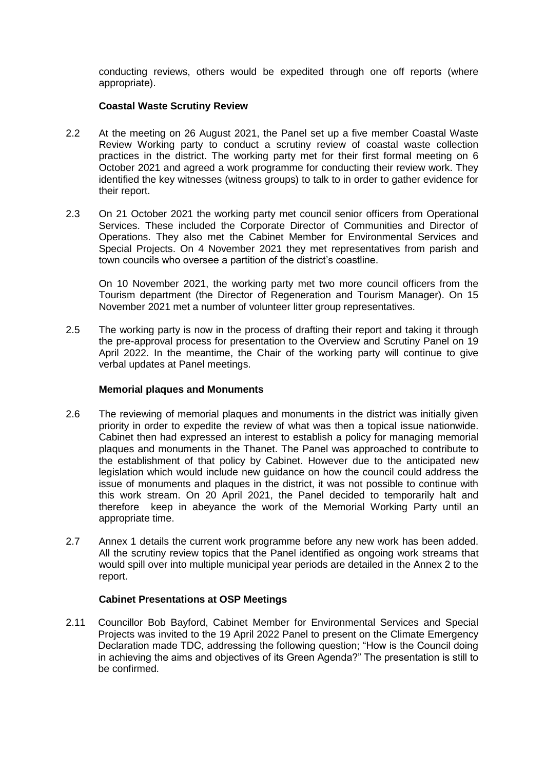conducting reviews, others would be expedited through one off reports (where appropriate).

**Coastal Waste Scrutiny Review**

2.2 At the meeting on 26 August 2021, the Panel set up a five member Coastal Waste Review Working party to conduct a scrutiny review of coastal waste collection practices in the district. The working party met for their first formal meeting on 6 October 2021 and agreed a work programme for conducting their review work. They identified the key witnesses (witness groups) to talk to in order to gather evidence for their report.

2.3 On 21 October 2021 the working party met council senior officers from Operational Services. These included the Corporate Director of Communities and Director of Operations. They also met the Cabinet Member for Environmental Services and Special Projects. On 4 November 2021 they met representatives from parish and town councils who oversee a partition of the district's coastline.

On 10 November 2021, the working party met two more council officers from the Tourism department (the Director of Regeneration and Tourism Manager). On 15 November 2021 met a number of volunteer litter group representatives.

2.5 The working party is now in the process of drafting their report and taking it through the pre-approval process for presentation to the Overview and Scrutiny Panel on 19 April 2022. In the meantime, the Chair of the working party will continue to give verbal updates at Panel meetings.

**Memorial plaques and Monuments**

2.6 The reviewing of memorial plaques and monuments in the district was initially given priority in order to expedite the review of what was then a topical issue nationwide. Cabinet then had expressed an interest to establish a policy for managing memorial plaques and monuments in the Thanet. The Panel was approached to contribute to the establishment of that policy by Cabinet. However due to the anticipated new legislation which would include new guidance on how the council could address the issue of monuments and plaques in the district, it was not possible to continue with this work stream. On 20 April 2021, the Panel decided to temporarily halt and therefore keep in abeyance the work of the Memorial Working Party until an appropriate time.

2.7 Annex 1 details the current work programme before any new work has been added. All the scrutiny review topics that the Panel identified as ongoing work streams that would spill over into multiple municipal year periods are detailed in the Annex 2 to the report.

**Cabinet Presentations at OSP Meetings**

2.11 Councillor Bob Bayford, Cabinet Member for Environmental Services and Special Projects was invited to the 19 April 2022 Panel to present on the Climate Emergency Declaration made TDC, addressing the following question; "How is the Council doing in achieving the aims and objectives of its Green Agenda?" The presentation is still to be confirmed.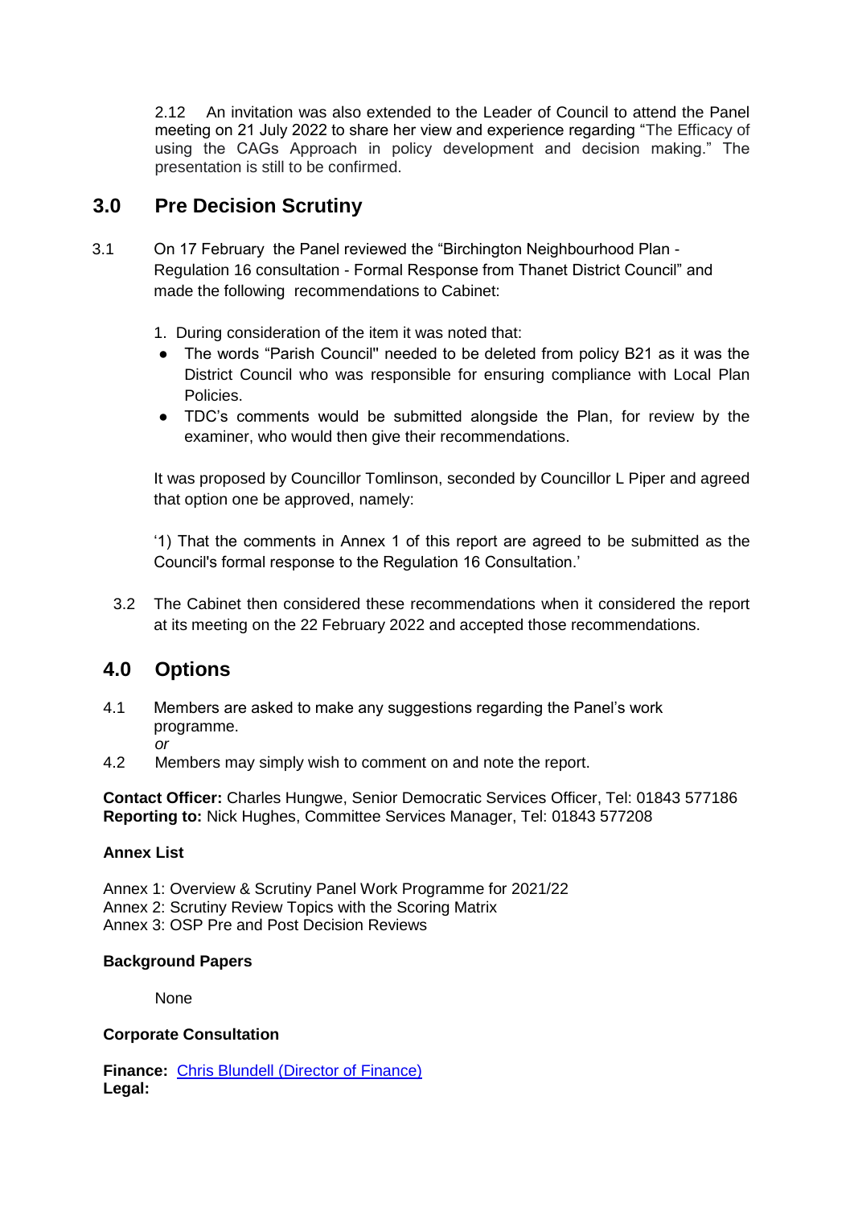2.12 An invitation was also extended to the Leader of Council to attend the Panel meeting on 21 July 2022 to share her view and experience regarding "The Efficacy of using the CAGs Approach in policy development and decision making." The presentation is still to be confirmed.

## 3.0 Pre Decision Scrutiny

3.1 On 17 February the Panel reviewed the "Birchington Neighbourhood Plan - Regulation 16 consultation - Formal Response from Thanet District Council" and made the following recommendations to Cabinet:

1. During consideration of the item it was noted that:
   - The words "Parish Council" needed to be deleted from policy B21 as it was the District Council who was responsible for ensuring compliance with Local Plan Policies.
   - TDC's comments would be submitted alongside the Plan, for review by the examiner, who would then give their recommendations.

It was proposed by Councillor Tomlinson, seconded by Councillor L Piper and agreed that option one be approved, namely:

'1) That the comments in Annex 1 of this report are agreed to be submitted as the Council's formal response to the Regulation 16 Consultation.'

3.2 The Cabinet then considered these recommendations when it considered the report at its meeting on the 22 February 2022 and accepted those recommendations.

## 4.0 Options

4.1 Members are asked to make any suggestions regarding the Panel's work programme.
*or*

4.2 Members may simply wish to comment on and note the report.

**Contact Officer:** Charles Hungwe, Senior Democratic Services Officer, Tel: 01843 577186
**Reporting to:** Nick Hughes, Committee Services Manager, Tel: 01843 577208

**Annex List**

Annex 1: Overview & Scrutiny Panel Work Programme for 2021/22
Annex 2: Scrutiny Review Topics with the Scoring Matrix
Annex 3: OSP Pre and Post Decision Reviews

**Background Papers**

None

**Corporate Consultation**

**Finance:** Chris Blundell (Director of Finance)
**Legal:**